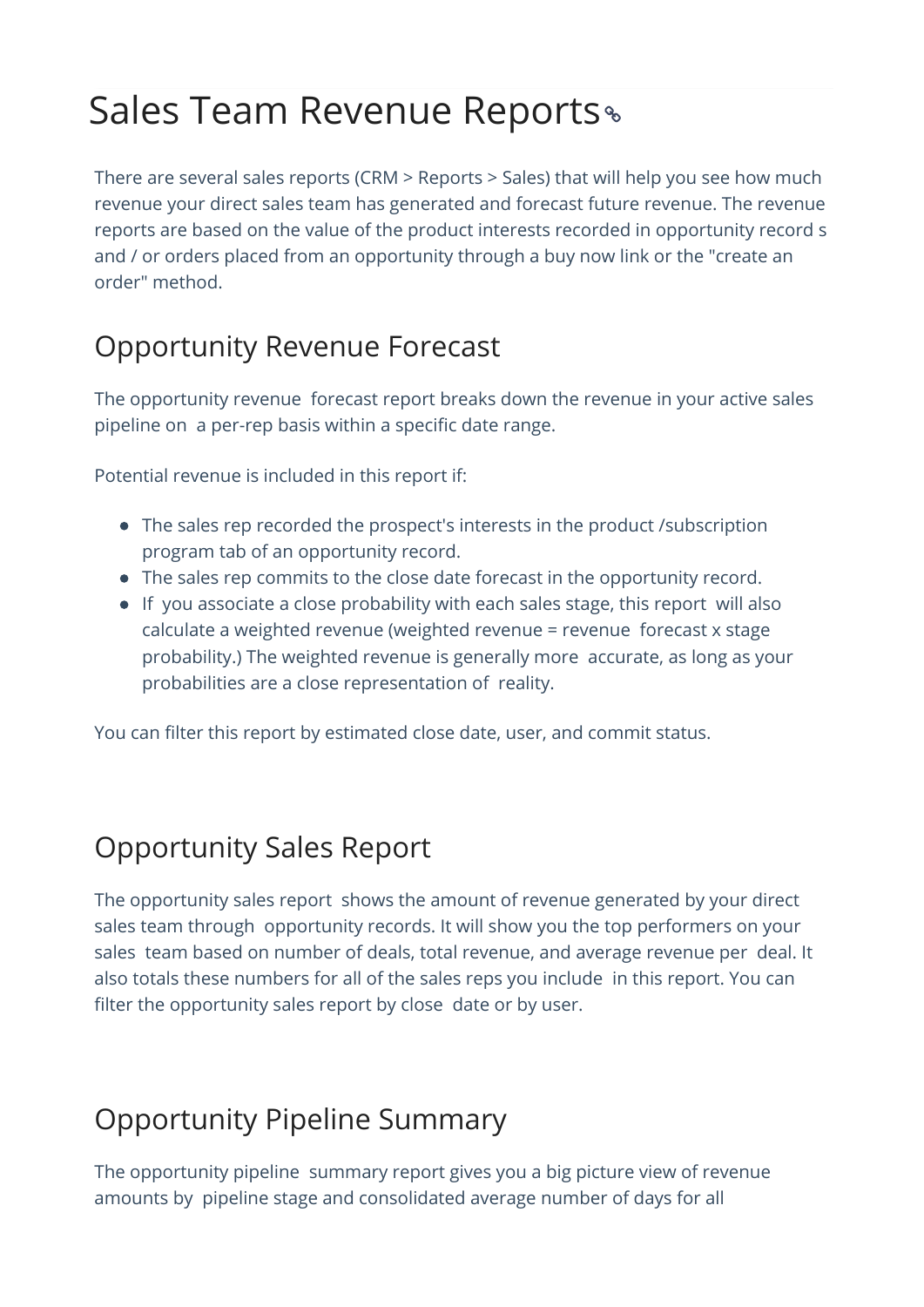# Sales Team Revenue Reports

There are several sales reports (CRM > Reports > Sales) that will help you see how much revenue your direct sales team has generated and forecast future revenue. The revenue reports are based on the value of the product interests recorded in opportunity record s and / or orders placed from an opportunity through a buy now link or the "create an order" method.

## Opportunity Revenue Forecast

The opportunity revenue forecast report breaks down the revenue in your active sales pipeline on a per-rep basis within a specific date range.

Potential revenue is included in this report if:

- The sales rep recorded the prospect's interests in the product /subscription program tab of an opportunity record.
- The sales rep commits to the close date forecast in the opportunity record.
- If you associate a close probability with each sales stage, this report will also calculate a weighted revenue (weighted revenue = revenue forecast x stage probability.) The weighted revenue is generally more accurate, as long as your probabilities are a close representation of reality.

You can filter this report by estimated close date, user, and commit status.

## Opportunity Sales Report

The opportunity sales report shows the amount of revenue generated by your direct sales team through opportunity records. It will show you the top performers on your sales team based on number of deals, total revenue, and average revenue per deal. It also totals these numbers for all of the sales reps you include in this report. You can filter the opportunity sales report by close date or by user.

## Opportunity Pipeline Summary

The opportunity pipeline summary report gives you a big picture view of revenue amounts by pipeline stage and consolidated average number of days for all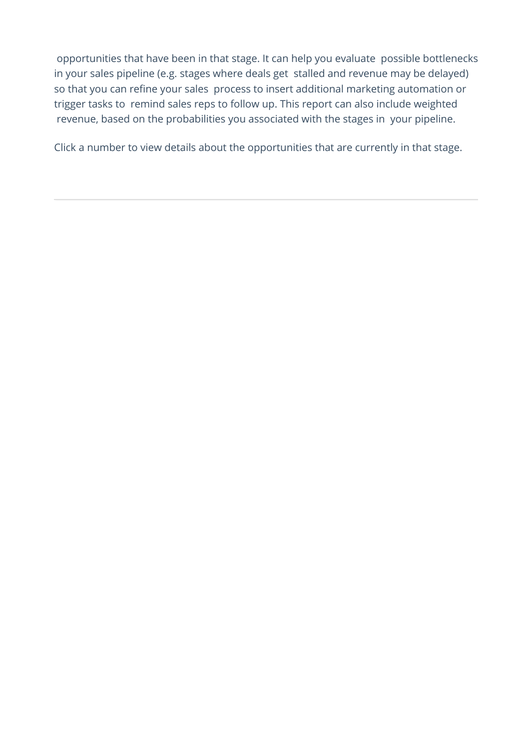opportunities that have been in that stage. It can help you evaluate possible bottlenecks in your sales pipeline (e.g. stages where deals get stalled and revenue may be delayed) so that you can refine your sales process to insert additional marketing automation or trigger tasks to remind sales reps to follow up. This report can also include weighted revenue, based on the probabilities you associated with the stages in your pipeline.

Click a number to view details about the opportunities that are currently in that stage.